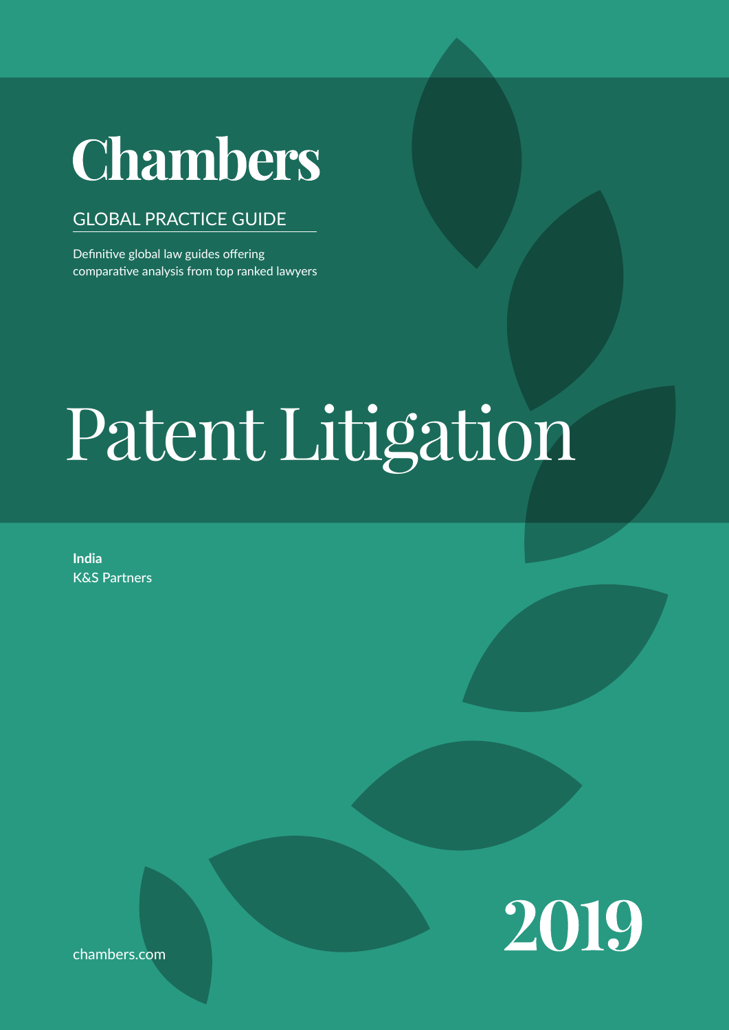# Chambers

GLOBAL PRACTICE GUIDE

Definitive global law guides offering comparative analysis from top ranked lawyers

# Patent Litigation

**India**
K&S Partners

chambers.com

2019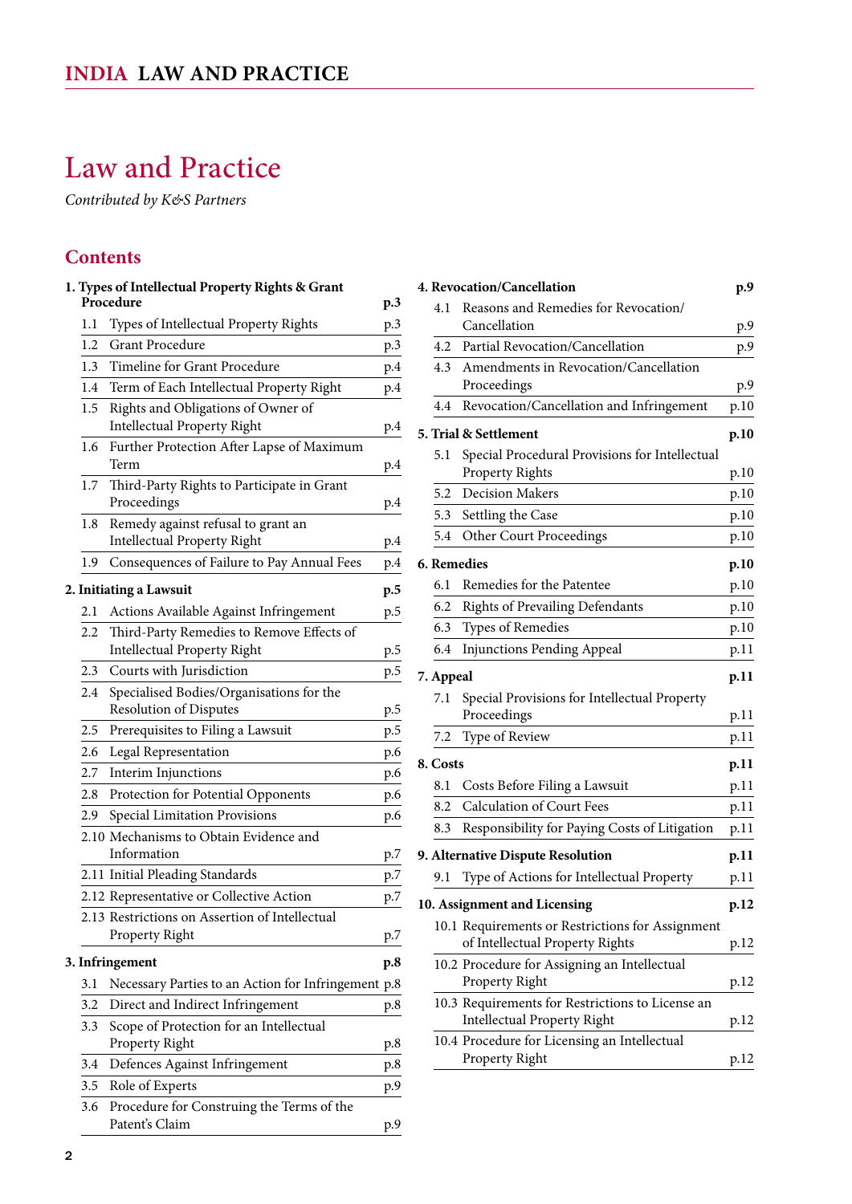# Law and Practice

*Contributed by K&S Partners*

## Contents

**1. Types of Intellectual Property Rights & Grant Procedure** p.3

- 1.1 Types of Intellectual Property Rights p.3
- 1.2 Grant Procedure p.3
- 1.3 Timeline for Grant Procedure p.4
- 1.4 Term of Each Intellectual Property Right p.4
- 1.5 Rights and Obligations of Owner of Intellectual Property Right p.4
- 1.6 Further Protection After Lapse of Maximum Term p.4
- 1.7 Third-Party Rights to Participate in Grant Proceedings p.4
- 1.8 Remedy against refusal to grant an Intellectual Property Right p.4
- 1.9 Consequences of Failure to Pay Annual Fees p.4

**2. Initiating a Lawsuit** p.5

- 2.1 Actions Available Against Infringement p.5
- 2.2 Third-Party Remedies to Remove Effects of Intellectual Property Right p.5
- 2.3 Courts with Jurisdiction p.5
- 2.4 Specialised Bodies/Organisations for the Resolution of Disputes p.5
- 2.5 Prerequisites to Filing a Lawsuit p.5
- 2.6 Legal Representation p.6
- 2.7 Interim Injunctions p.6
- 2.8 Protection for Potential Opponents p.6
- 2.9 Special Limitation Provisions p.6
- 2.10 Mechanisms to Obtain Evidence and Information p.7
- 2.11 Initial Pleading Standards p.7
- 2.12 Representative or Collective Action p.7
- 2.13 Restrictions on Assertion of Intellectual Property Right p.7

**3. Infringement** p.8

- 3.1 Necessary Parties to an Action for Infringement p.8
- 3.2 Direct and Indirect Infringement p.8
- 3.3 Scope of Protection for an Intellectual Property Right p.8
- 3.4 Defences Against Infringement p.8
- 3.5 Role of Experts p.9
- 3.6 Procedure for Construing the Terms of the Patent's Claim p.9

**4. Revocation/Cancellation** p.9

- 4.1 Reasons and Remedies for Revocation/ Cancellation p.9
- 4.2 Partial Revocation/Cancellation p.9
- 4.3 Amendments in Revocation/Cancellation Proceedings p.9
- 4.4 Revocation/Cancellation and Infringement p.10

**5. Trial & Settlement** p.10

- 5.1 Special Procedural Provisions for Intellectual Property Rights p.10
- 5.2 Decision Makers p.10
- 5.3 Settling the Case p.10
- 5.4 Other Court Proceedings p.10

**6. Remedies** p.10

- 6.1 Remedies for the Patentee p.10
- 6.2 Rights of Prevailing Defendants p.10
- 6.3 Types of Remedies p.10
- 6.4 Injunctions Pending Appeal p.11

**7. Appeal** p.11

- 7.1 Special Provisions for Intellectual Property Proceedings p.11
- 7.2 Type of Review p.11

**8. Costs** p.11

- 8.1 Costs Before Filing a Lawsuit p.11
- 8.2 Calculation of Court Fees p.11
- 8.3 Responsibility for Paying Costs of Litigation p.11

**9. Alternative Dispute Resolution** p.11

- 9.1 Type of Actions for Intellectual Property p.11

**10. Assignment and Licensing** p.12

- 10.1 Requirements or Restrictions for Assignment of Intellectual Property Rights p.12
- 10.2 Procedure for Assigning an Intellectual Property Right p.12
- 10.3 Requirements for Restrictions to License an Intellectual Property Right p.12
- 10.4 Procedure for Licensing an Intellectual Property Right p.12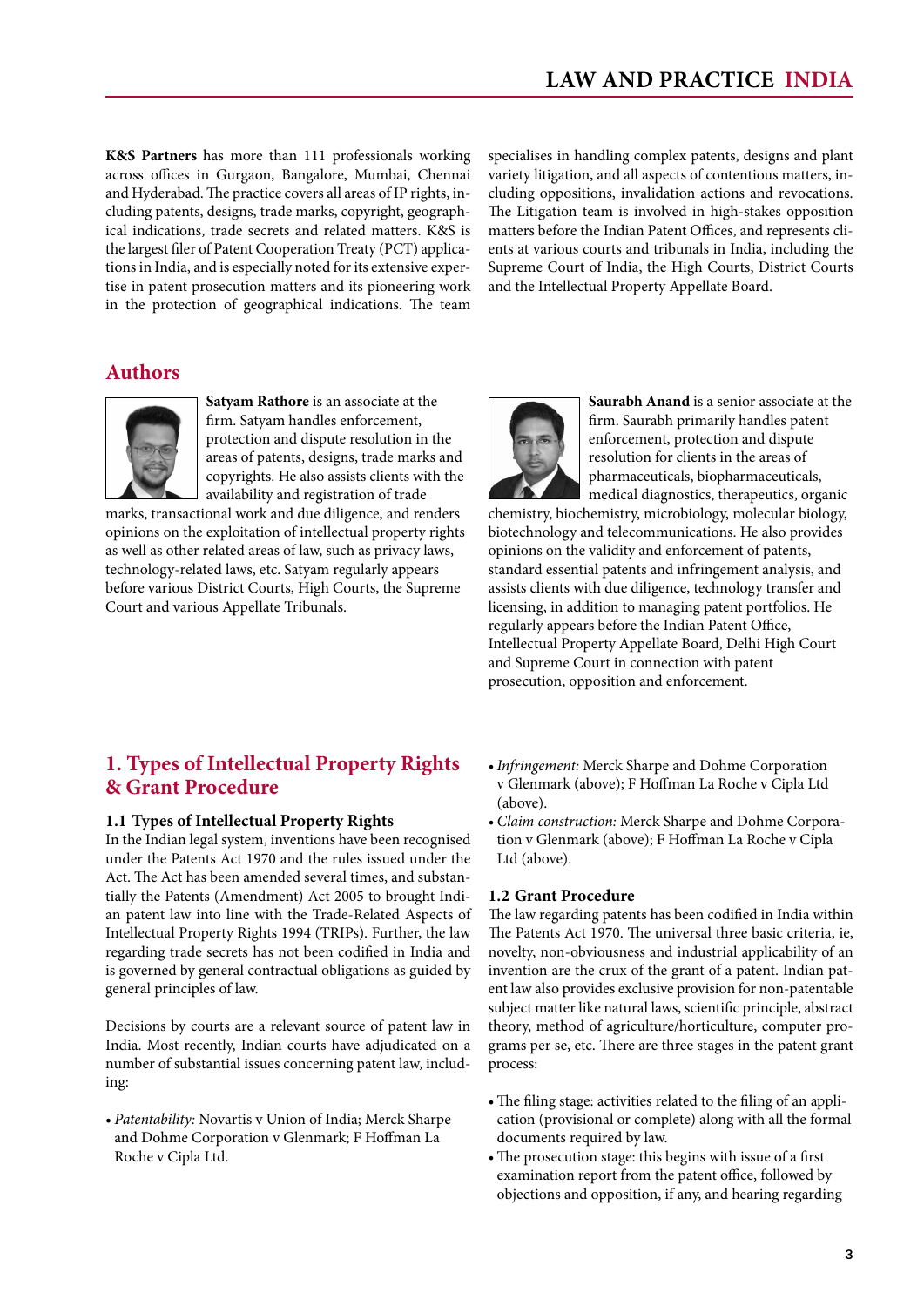**K&S Partners** has more than 111 professionals working across offices in Gurgaon, Bangalore, Mumbai, Chennai and Hyderabad. The practice covers all areas of IP rights, including patents, designs, trade marks, copyright, geographical indications, trade secrets and related matters. K&S is the largest filer of Patent Cooperation Treaty (PCT) applications in India, and is especially noted for its extensive expertise in patent prosecution matters and its pioneering work in the protection of geographical indications. The team specialises in handling complex patents, designs and plant variety litigation, and all aspects of contentious matters, including oppositions, invalidation actions and revocations. The Litigation team is involved in high-stakes opposition matters before the Indian Patent Offices, and represents clients at various courts and tribunals in India, including the Supreme Court of India, the High Courts, District Courts and the Intellectual Property Appellate Board.

## Authors

**Satyam Rathore** is an associate at the firm. Satyam handles enforcement, protection and dispute resolution in the areas of patents, designs, trade marks and copyrights. He also assists clients with the availability and registration of trade marks, transactional work and due diligence, and renders opinions on the exploitation of intellectual property rights as well as other related areas of law, such as privacy laws, technology-related laws, etc. Satyam regularly appears before various District Courts, High Courts, the Supreme Court and various Appellate Tribunals.

**Saurabh Anand** is a senior associate at the firm. Saurabh primarily handles patent enforcement, protection and dispute resolution for clients in the areas of pharmaceuticals, biopharmaceuticals, medical diagnostics, therapeutics, organic chemistry, biochemistry, microbiology, molecular biology, biotechnology and telecommunications. He also provides opinions on the validity and enforcement of patents, standard essential patents and infringement analysis, and assists clients with due diligence, technology transfer and licensing, in addition to managing patent portfolios. He regularly appears before the Indian Patent Office, Intellectual Property Appellate Board, Delhi High Court and Supreme Court in connection with patent prosecution, opposition and enforcement.

## 1. Types of Intellectual Property Rights & Grant Procedure

### 1.1 Types of Intellectual Property Rights

In the Indian legal system, inventions have been recognised under the Patents Act 1970 and the rules issued under the Act. The Act has been amended several times, and substantially the Patents (Amendment) Act 2005 to brought Indian patent law into line with the Trade-Related Aspects of Intellectual Property Rights 1994 (TRIPs). Further, the law regarding trade secrets has not been codified in India and is governed by general contractual obligations as guided by general principles of law.

Decisions by courts are a relevant source of patent law in India. Most recently, Indian courts have adjudicated on a number of substantial issues concerning patent law, including:

- *Patentability:* Novartis v Union of India; Merck Sharpe and Dohme Corporation v Glenmark; F Hoffman La Roche v Cipla Ltd.
- *Infringement:* Merck Sharpe and Dohme Corporation v Glenmark (above); F Hoffman La Roche v Cipla Ltd (above).
- *Claim construction:* Merck Sharpe and Dohme Corporation v Glenmark (above); F Hoffman La Roche v Cipla Ltd (above).

### 1.2 Grant Procedure

The law regarding patents has been codified in India within The Patents Act 1970. The universal three basic criteria, ie, novelty, non-obviousness and industrial applicability of an invention are the crux of the grant of a patent. Indian patent law also provides exclusive provision for non-patentable subject matter like natural laws, scientific principle, abstract theory, method of agriculture/horticulture, computer programs per se, etc. There are three stages in the patent grant process:

- The filing stage: activities related to the filing of an application (provisional or complete) along with all the formal documents required by law.
- The prosecution stage: this begins with issue of a first examination report from the patent office, followed by objections and opposition, if any, and hearing regarding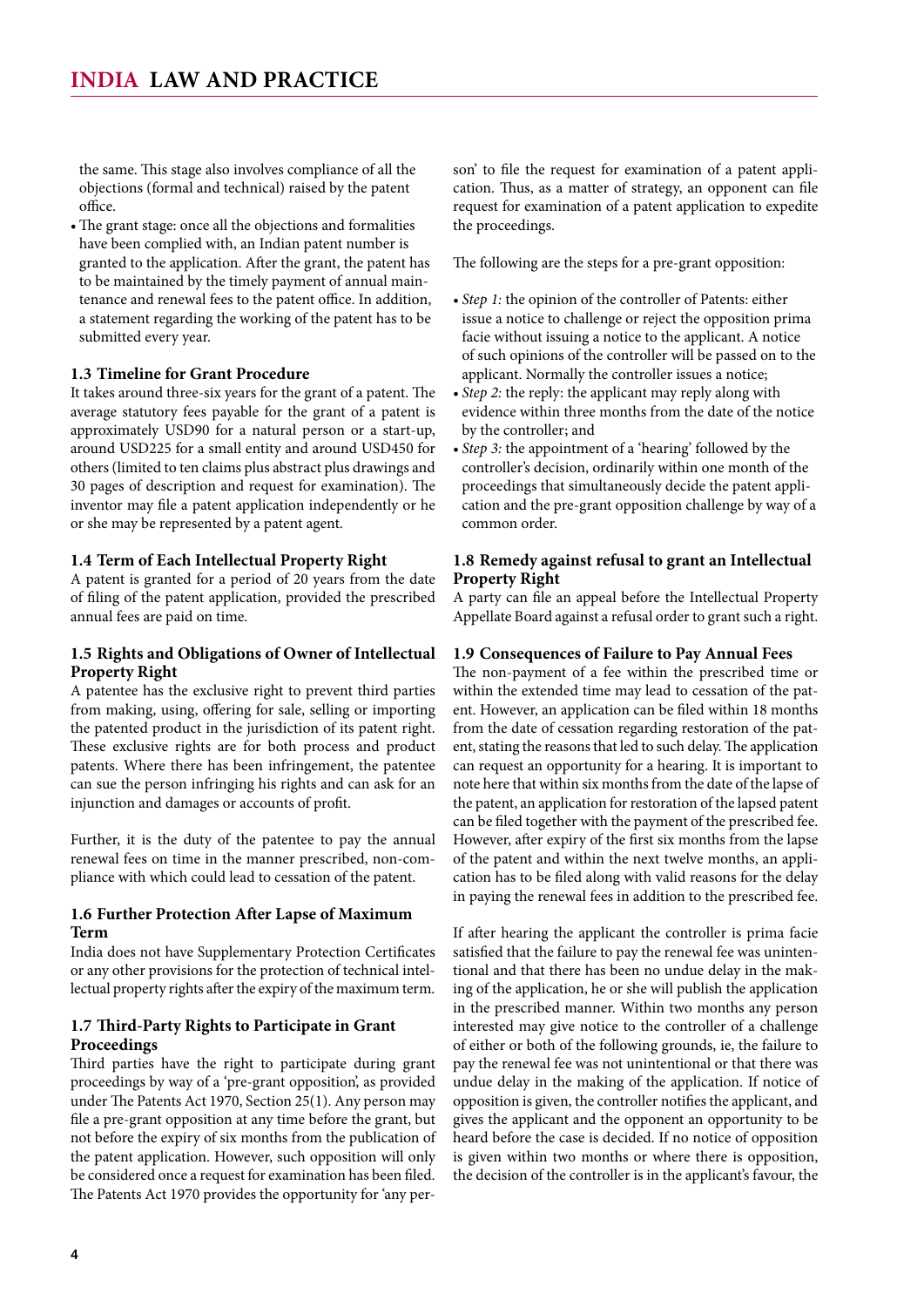the same. This stage also involves compliance of all the objections (formal and technical) raised by the patent office.

- The grant stage: once all the objections and formalities have been complied with, an Indian patent number is granted to the application. After the grant, the patent has to be maintained by the timely payment of annual maintenance and renewal fees to the patent office. In addition, a statement regarding the working of the patent has to be submitted every year.

### 1.3 Timeline for Grant Procedure

It takes around three-six years for the grant of a patent. The average statutory fees payable for the grant of a patent is approximately USD90 for a natural person or a start-up, around USD225 for a small entity and around USD450 for others (limited to ten claims plus abstract plus drawings and 30 pages of description and request for examination). The inventor may file a patent application independently or he or she may be represented by a patent agent.

### 1.4 Term of Each Intellectual Property Right

A patent is granted for a period of 20 years from the date of filing of the patent application, provided the prescribed annual fees are paid on time.

### 1.5 Rights and Obligations of Owner of Intellectual Property Right

A patentee has the exclusive right to prevent third parties from making, using, offering for sale, selling or importing the patented product in the jurisdiction of its patent right. These exclusive rights are for both process and product patents. Where there has been infringement, the patentee can sue the person infringing his rights and can ask for an injunction and damages or accounts of profit.

Further, it is the duty of the patentee to pay the annual renewal fees on time in the manner prescribed, non-compliance with which could lead to cessation of the patent.

### 1.6 Further Protection After Lapse of Maximum Term

India does not have Supplementary Protection Certificates or any other provisions for the protection of technical intellectual property rights after the expiry of the maximum term.

### 1.7 Third-Party Rights to Participate in Grant Proceedings

Third parties have the right to participate during grant proceedings by way of a 'pre-grant opposition', as provided under The Patents Act 1970, Section 25(1). Any person may file a pre-grant opposition at any time before the grant, but not before the expiry of six months from the publication of the patent application. However, such opposition will only be considered once a request for examination has been filed. The Patents Act 1970 provides the opportunity for 'any person' to file the request for examination of a patent application. Thus, as a matter of strategy, an opponent can file request for examination of a patent application to expedite the proceedings.

The following are the steps for a pre-grant opposition:

- *Step 1:* the opinion of the controller of Patents: either issue a notice to challenge or reject the opposition prima facie without issuing a notice to the applicant. A notice of such opinions of the controller will be passed on to the applicant. Normally the controller issues a notice;
- *Step 2:* the reply: the applicant may reply along with evidence within three months from the date of the notice by the controller; and
- *Step 3:* the appointment of a 'hearing' followed by the controller's decision, ordinarily within one month of the proceedings that simultaneously decide the patent application and the pre-grant opposition challenge by way of a common order.

### 1.8 Remedy against refusal to grant an Intellectual Property Right

A party can file an appeal before the Intellectual Property Appellate Board against a refusal order to grant such a right.

### 1.9 Consequences of Failure to Pay Annual Fees

The non-payment of a fee within the prescribed time or within the extended time may lead to cessation of the patent. However, an application can be filed within 18 months from the date of cessation regarding restoration of the patent, stating the reasons that led to such delay. The application can request an opportunity for a hearing. It is important to note here that within six months from the date of the lapse of the patent, an application for restoration of the lapsed patent can be filed together with the payment of the prescribed fee. However, after expiry of the first six months from the lapse of the patent and within the next twelve months, an application has to be filed along with valid reasons for the delay in paying the renewal fees in addition to the prescribed fee.

If after hearing the applicant the controller is prima facie satisfied that the failure to pay the renewal fee was unintentional and that there has been no undue delay in the making of the application, he or she will publish the application in the prescribed manner. Within two months any person interested may give notice to the controller of a challenge of either or both of the following grounds, ie, the failure to pay the renewal fee was not unintentional or that there was undue delay in the making of the application. If notice of opposition is given, the controller notifies the applicant, and gives the applicant and the opponent an opportunity to be heard before the case is decided. If no notice of opposition is given within two months or where there is opposition, the decision of the controller is in the applicant's favour, the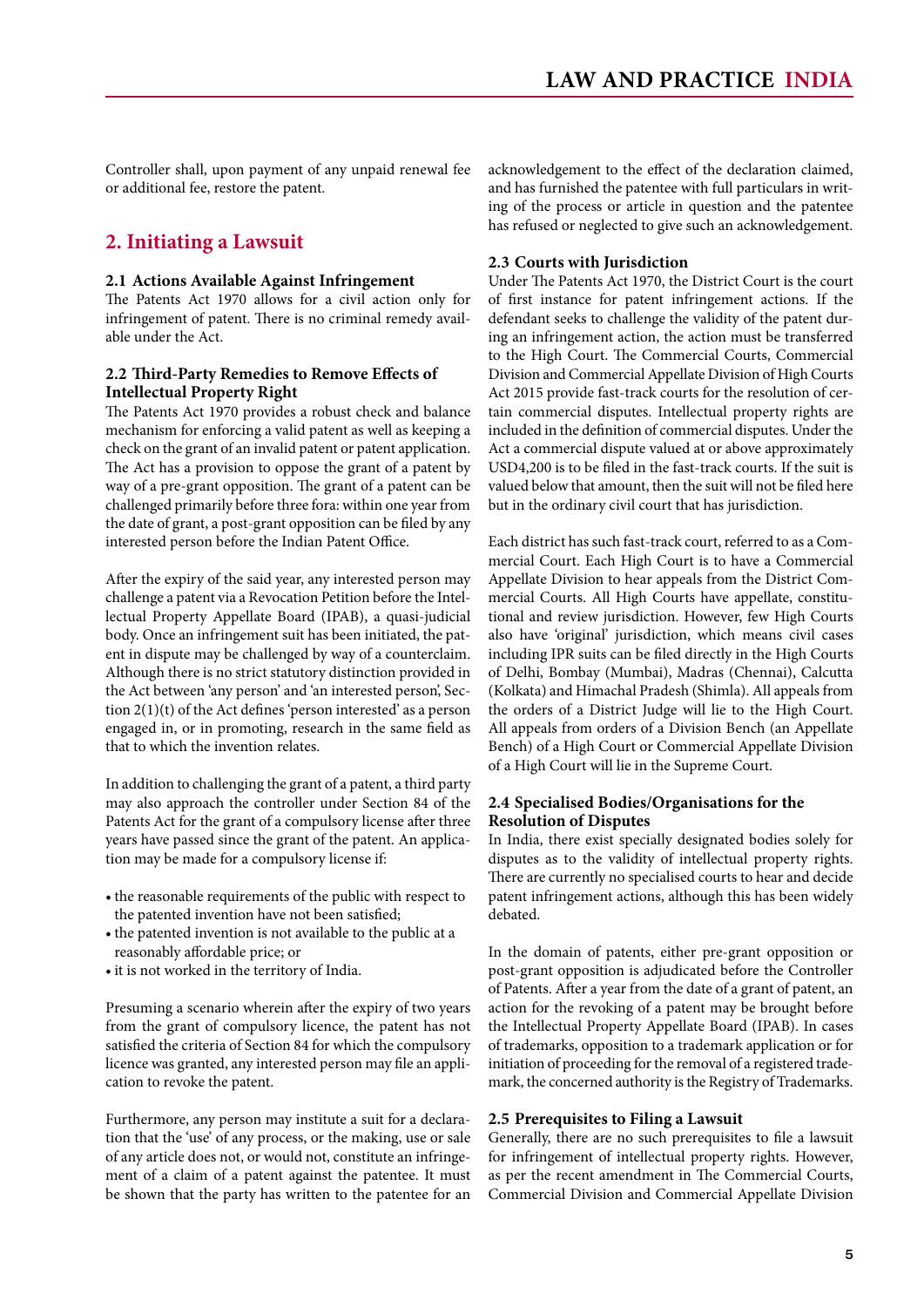Controller shall, upon payment of any unpaid renewal fee or additional fee, restore the patent.

## 2. Initiating a Lawsuit

### 2.1 Actions Available Against Infringement

The Patents Act 1970 allows for a civil action only for infringement of patent. There is no criminal remedy available under the Act.

### 2.2 Third-Party Remedies to Remove Effects of Intellectual Property Right

The Patents Act 1970 provides a robust check and balance mechanism for enforcing a valid patent as well as keeping a check on the grant of an invalid patent or patent application. The Act has a provision to oppose the grant of a patent by way of a pre-grant opposition. The grant of a patent can be challenged primarily before three fora: within one year from the date of grant, a post-grant opposition can be filed by any interested person before the Indian Patent Office.

After the expiry of the said year, any interested person may challenge a patent via a Revocation Petition before the Intellectual Property Appellate Board (IPAB), a quasi-judicial body. Once an infringement suit has been initiated, the patent in dispute may be challenged by way of a counterclaim. Although there is no strict statutory distinction provided in the Act between 'any person' and 'an interested person', Section 2(1)(t) of the Act defines 'person interested' as a person engaged in, or in promoting, research in the same field as that to which the invention relates.

In addition to challenging the grant of a patent, a third party may also approach the controller under Section 84 of the Patents Act for the grant of a compulsory license after three years have passed since the grant of the patent. An application may be made for a compulsory license if:

- the reasonable requirements of the public with respect to the patented invention have not been satisfied;
- the patented invention is not available to the public at a reasonably affordable price; or
- it is not worked in the territory of India.

Presuming a scenario wherein after the expiry of two years from the grant of compulsory licence, the patent has not satisfied the criteria of Section 84 for which the compulsory licence was granted, any interested person may file an application to revoke the patent.

Furthermore, any person may institute a suit for a declaration that the 'use' of any process, or the making, use or sale of any article does not, or would not, constitute an infringement of a claim of a patent against the patentee. It must be shown that the party has written to the patentee for an acknowledgement to the effect of the declaration claimed, and has furnished the patentee with full particulars in writing of the process or article in question and the patentee has refused or neglected to give such an acknowledgement.

### 2.3 Courts with Jurisdiction

Under The Patents Act 1970, the District Court is the court of first instance for patent infringement actions. If the defendant seeks to challenge the validity of the patent during an infringement action, the action must be transferred to the High Court. The Commercial Courts, Commercial Division and Commercial Appellate Division of High Courts Act 2015 provide fast-track courts for the resolution of certain commercial disputes. Intellectual property rights are included in the definition of commercial disputes. Under the Act a commercial dispute valued at or above approximately USD4,200 is to be filed in the fast-track courts. If the suit is valued below that amount, then the suit will not be filed here but in the ordinary civil court that has jurisdiction.

Each district has such fast-track court, referred to as a Commercial Court. Each High Court is to have a Commercial Appellate Division to hear appeals from the District Commercial Courts. All High Courts have appellate, constitutional and review jurisdiction. However, few High Courts also have 'original' jurisdiction, which means civil cases including IPR suits can be filed directly in the High Courts of Delhi, Bombay (Mumbai), Madras (Chennai), Calcutta (Kolkata) and Himachal Pradesh (Shimla). All appeals from the orders of a District Judge will lie to the High Court. All appeals from orders of a Division Bench (an Appellate Bench) of a High Court or Commercial Appellate Division of a High Court will lie in the Supreme Court.

### 2.4 Specialised Bodies/Organisations for the Resolution of Disputes

In India, there exist specially designated bodies solely for disputes as to the validity of intellectual property rights. There are currently no specialised courts to hear and decide patent infringement actions, although this has been widely debated.

In the domain of patents, either pre-grant opposition or post-grant opposition is adjudicated before the Controller of Patents. After a year from the date of a grant of patent, an action for the revoking of a patent may be brought before the Intellectual Property Appellate Board (IPAB). In cases of trademarks, opposition to a trademark application or for initiation of proceeding for the removal of a registered trademark, the concerned authority is the Registry of Trademarks.

### 2.5 Prerequisites to Filing a Lawsuit

Generally, there are no such prerequisites to file a lawsuit for infringement of intellectual property rights. However, as per the recent amendment in The Commercial Courts, Commercial Division and Commercial Appellate Division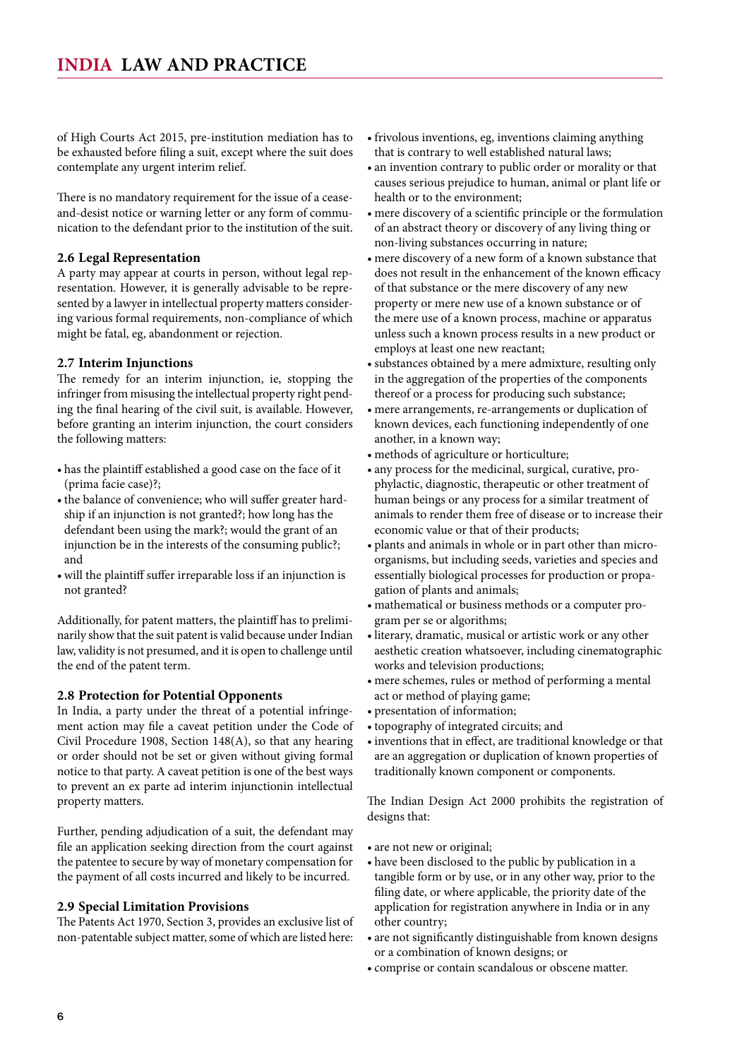of High Courts Act 2015, pre-institution mediation has to be exhausted before filing a suit, except where the suit does contemplate any urgent interim relief.

There is no mandatory requirement for the issue of a cease-and-desist notice or warning letter or any form of communication to the defendant prior to the institution of the suit.

### 2.6 Legal Representation

A party may appear at courts in person, without legal representation. However, it is generally advisable to be represented by a lawyer in intellectual property matters considering various formal requirements, non-compliance of which might be fatal, eg, abandonment or rejection.

### 2.7 Interim Injunctions

The remedy for an interim injunction, ie, stopping the infringer from misusing the intellectual property right pending the final hearing of the civil suit, is available. However, before granting an interim injunction, the court considers the following matters:

- has the plaintiff established a good case on the face of it (prima facie case)?;
- the balance of convenience; who will suffer greater hardship if an injunction is not granted?; how long has the defendant been using the mark?; would the grant of an injunction be in the interests of the consuming public?; and
- will the plaintiff suffer irreparable loss if an injunction is not granted?

Additionally, for patent matters, the plaintiff has to preliminarily show that the suit patent is valid because under Indian law, validity is not presumed, and it is open to challenge until the end of the patent term.

### 2.8 Protection for Potential Opponents

In India, a party under the threat of a potential infringement action may file a caveat petition under the Code of Civil Procedure 1908, Section 148(A), so that any hearing or order should not be set or given without giving formal notice to that party. A caveat petition is one of the best ways to prevent an ex parte ad interim injunctionin intellectual property matters.

Further, pending adjudication of a suit, the defendant may file an application seeking direction from the court against the patentee to secure by way of monetary compensation for the payment of all costs incurred and likely to be incurred.

### 2.9 Special Limitation Provisions

The Patents Act 1970, Section 3, provides an exclusive list of non-patentable subject matter, some of which are listed here:

- frivolous inventions, eg, inventions claiming anything that is contrary to well established natural laws;
- an invention contrary to public order or morality or that causes serious prejudice to human, animal or plant life or health or to the environment;
- mere discovery of a scientific principle or the formulation of an abstract theory or discovery of any living thing or non-living substances occurring in nature;
- mere discovery of a new form of a known substance that does not result in the enhancement of the known efficacy of that substance or the mere discovery of any new property or mere new use of a known substance or of the mere use of a known process, machine or apparatus unless such a known process results in a new product or employs at least one new reactant;
- substances obtained by a mere admixture, resulting only in the aggregation of the properties of the components thereof or a process for producing such substance;
- mere arrangements, re-arrangements or duplication of known devices, each functioning independently of one another, in a known way;
- methods of agriculture or horticulture;
- any process for the medicinal, surgical, curative, prophylactic, diagnostic, therapeutic or other treatment of human beings or any process for a similar treatment of animals to render them free of disease or to increase their economic value or that of their products;
- plants and animals in whole or in part other than micro-organisms, but including seeds, varieties and species and essentially biological processes for production or propagation of plants and animals;
- mathematical or business methods or a computer program per se or algorithms;
- literary, dramatic, musical or artistic work or any other aesthetic creation whatsoever, including cinematographic works and television productions;
- mere schemes, rules or method of performing a mental act or method of playing game;
- presentation of information;
- topography of integrated circuits; and
- inventions that in effect, are traditional knowledge or that are an aggregation or duplication of known properties of traditionally known component or components.

The Indian Design Act 2000 prohibits the registration of designs that:

- are not new or original;
- have been disclosed to the public by publication in a tangible form or by use, or in any other way, prior to the filing date, or where applicable, the priority date of the application for registration anywhere in India or in any other country;
- are not significantly distinguishable from known designs or a combination of known designs; or
- comprise or contain scandalous or obscene matter.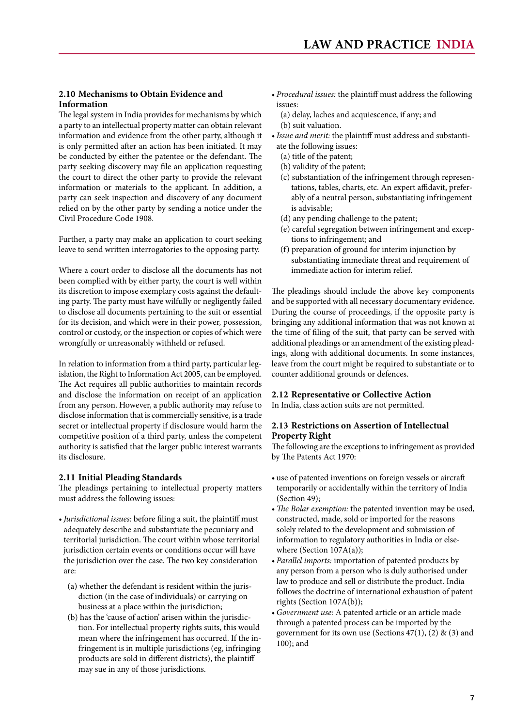### 2.10 Mechanisms to Obtain Evidence and Information

The legal system in India provides for mechanisms by which a party to an intellectual property matter can obtain relevant information and evidence from the other party, although it is only permitted after an action has been initiated. It may be conducted by either the patentee or the defendant. The party seeking discovery may file an application requesting the court to direct the other party to provide the relevant information or materials to the applicant. In addition, a party can seek inspection and discovery of any document relied on by the other party by sending a notice under the Civil Procedure Code 1908.

Further, a party may make an application to court seeking leave to send written interrogatories to the opposing party.

Where a court order to disclose all the documents has not been complied with by either party, the court is well within its discretion to impose exemplary costs against the defaulting party. The party must have wilfully or negligently failed to disclose all documents pertaining to the suit or essential for its decision, and which were in their power, possession, control or custody, or the inspection or copies of which were wrongfully or unreasonably withheld or refused.

In relation to information from a third party, particular legislation, the Right to Information Act 2005, can be employed. The Act requires all public authorities to maintain records and disclose the information on receipt of an application from any person. However, a public authority may refuse to disclose information that is commercially sensitive, is a trade secret or intellectual property if disclosure would harm the competitive position of a third party, unless the competent authority is satisfied that the larger public interest warrants its disclosure.

### 2.11 Initial Pleading Standards

The pleadings pertaining to intellectual property matters must address the following issues:

- *Jurisdictional issues:* before filing a suit, the plaintiff must adequately describe and substantiate the pecuniary and territorial jurisdiction. The court within whose territorial jurisdiction certain events or conditions occur will have the jurisdiction over the case. The two key consideration are:
  - (a) whether the defendant is resident within the jurisdiction (in the case of individuals) or carrying on business at a place within the jurisdiction;
  - (b) has the 'cause of action' arisen within the jurisdiction. For intellectual property rights suits, this would mean where the infringement has occurred. If the infringement is in multiple jurisdictions (eg, infringing products are sold in different districts), the plaintiff may sue in any of those jurisdictions.
- *Procedural issues:* the plaintiff must address the following issues:
  - (a) delay, laches and acquiescence, if any; and
  - (b) suit valuation.
- *Issue and merit:* the plaintiff must address and substantiate the following issues:
  - (a) title of the patent;
  - (b) validity of the patent;
  - (c) substantiation of the infringement through representations, tables, charts, etc. An expert affidavit, preferably of a neutral person, substantiating infringement is advisable;
  - (d) any pending challenge to the patent;
  - (e) careful segregation between infringement and exceptions to infringement; and
  - (f) preparation of ground for interim injunction by substantiating immediate threat and requirement of immediate action for interim relief.

The pleadings should include the above key components and be supported with all necessary documentary evidence. During the course of proceedings, if the opposite party is bringing any additional information that was not known at the time of filing of the suit, that party can be served with additional pleadings or an amendment of the existing pleadings, along with additional documents. In some instances, leave from the court might be required to substantiate or to counter additional grounds or defences.

### 2.12 Representative or Collective Action

In India, class action suits are not permitted.

### 2.13 Restrictions on Assertion of Intellectual Property Right

The following are the exceptions to infringement as provided by The Patents Act 1970:

- use of patented inventions on foreign vessels or aircraft temporarily or accidentally within the territory of India (Section 49);
- *The Bolar exemption:* the patented invention may be used, constructed, made, sold or imported for the reasons solely related to the development and submission of information to regulatory authorities in India or elsewhere (Section 107A(a));
- *Parallel imports:* importation of patented products by any person from a person who is duly authorised under law to produce and sell or distribute the product. India follows the doctrine of international exhaustion of patent rights (Section 107A(b));
- *Government use:* A patented article or an article made through a patented process can be imported by the government for its own use (Sections 47(1), (2) & (3) and 100); and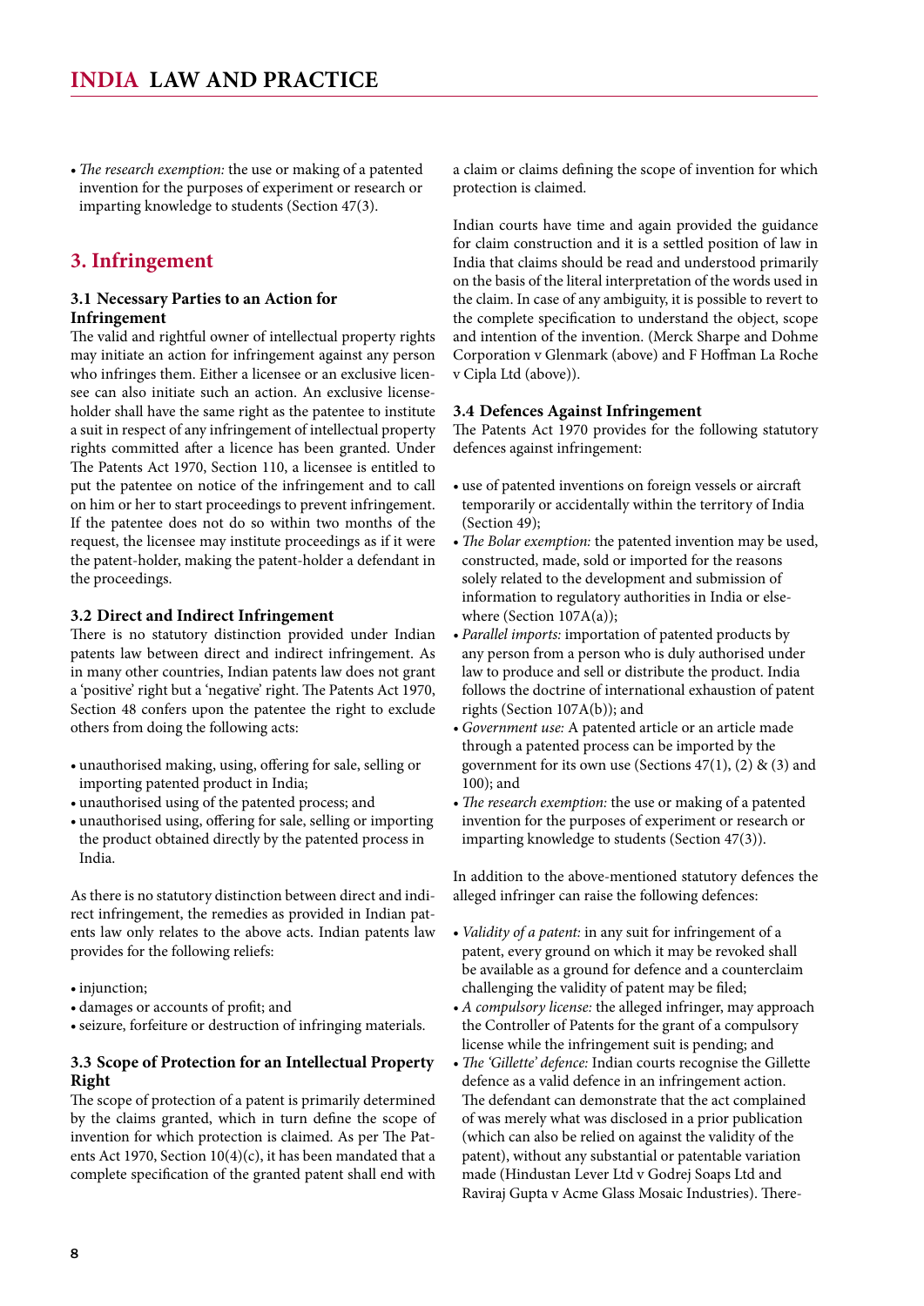- *The research exemption:* the use or making of a patented invention for the purposes of experiment or research or imparting knowledge to students (Section 47(3).

## 3. Infringement

### 3.1 Necessary Parties to an Action for Infringement

The valid and rightful owner of intellectual property rights may initiate an action for infringement against any person who infringes them. Either a licensee or an exclusive licensee can also initiate such an action. An exclusive license-holder shall have the same right as the patentee to institute a suit in respect of any infringement of intellectual property rights committed after a licence has been granted. Under The Patents Act 1970, Section 110, a licensee is entitled to put the patentee on notice of the infringement and to call on him or her to start proceedings to prevent infringement. If the patentee does not do so within two months of the request, the licensee may institute proceedings as if it were the patent-holder, making the patent-holder a defendant in the proceedings.

### 3.2 Direct and Indirect Infringement

There is no statutory distinction provided under Indian patents law between direct and indirect infringement. As in many other countries, Indian patents law does not grant a 'positive' right but a 'negative' right. The Patents Act 1970, Section 48 confers upon the patentee the right to exclude others from doing the following acts:

- unauthorised making, using, offering for sale, selling or importing patented product in India;
- unauthorised using of the patented process; and
- unauthorised using, offering for sale, selling or importing the product obtained directly by the patented process in India.

As there is no statutory distinction between direct and indirect infringement, the remedies as provided in Indian patents law only relates to the above acts. Indian patents law provides for the following reliefs:

- injunction;
- damages or accounts of profit; and
- seizure, forfeiture or destruction of infringing materials.

### 3.3 Scope of Protection for an Intellectual Property Right

The scope of protection of a patent is primarily determined by the claims granted, which in turn define the scope of invention for which protection is claimed. As per The Patents Act 1970, Section 10(4)(c), it has been mandated that a complete specification of the granted patent shall end with a claim or claims defining the scope of invention for which protection is claimed.

Indian courts have time and again provided the guidance for claim construction and it is a settled position of law in India that claims should be read and understood primarily on the basis of the literal interpretation of the words used in the claim. In case of any ambiguity, it is possible to revert to the complete specification to understand the object, scope and intention of the invention. (Merck Sharpe and Dohme Corporation v Glenmark (above) and F Hoffman La Roche v Cipla Ltd (above)).

### 3.4 Defences Against Infringement

The Patents Act 1970 provides for the following statutory defences against infringement:

- use of patented inventions on foreign vessels or aircraft temporarily or accidentally within the territory of India (Section 49);
- *The Bolar exemption:* the patented invention may be used, constructed, made, sold or imported for the reasons solely related to the development and submission of information to regulatory authorities in India or elsewhere (Section 107A(a));
- *Parallel imports:* importation of patented products by any person from a person who is duly authorised under law to produce and sell or distribute the product. India follows the doctrine of international exhaustion of patent rights (Section 107A(b)); and
- *Government use:* A patented article or an article made through a patented process can be imported by the government for its own use (Sections 47(1), (2) & (3) and 100); and
- *The research exemption:* the use or making of a patented invention for the purposes of experiment or research or imparting knowledge to students (Section 47(3)).

In addition to the above-mentioned statutory defences the alleged infringer can raise the following defences:

- *Validity of a patent:* in any suit for infringement of a patent, every ground on which it may be revoked shall be available as a ground for defence and a counterclaim challenging the validity of patent may be filed;
- *A compulsory license:* the alleged infringer, may approach the Controller of Patents for the grant of a compulsory license while the infringement suit is pending; and
- *The 'Gillette' defence:* Indian courts recognise the Gillette defence as a valid defence in an infringement action. The defendant can demonstrate that the act complained of was merely what was disclosed in a prior publication (which can also be relied on against the validity of the patent), without any substantial or patentable variation made (Hindustan Lever Ltd v Godrej Soaps Ltd and Raviraj Gupta v Acme Glass Mosaic Industries). There-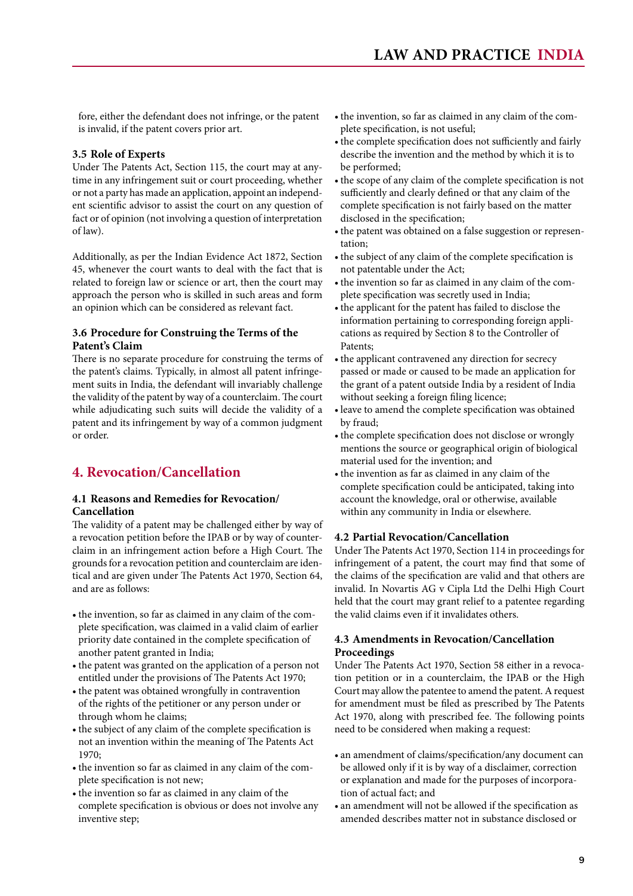fore, either the defendant does not infringe, or the patent is invalid, if the patent covers prior art.

### 3.5 Role of Experts

Under The Patents Act, Section 115, the court may at anytime in any infringement suit or court proceeding, whether or not a party has made an application, appoint an independent scientific advisor to assist the court on any question of fact or of opinion (not involving a question of interpretation of law).

Additionally, as per the Indian Evidence Act 1872, Section 45, whenever the court wants to deal with the fact that is related to foreign law or science or art, then the court may approach the person who is skilled in such areas and form an opinion which can be considered as relevant fact.

### 3.6 Procedure for Construing the Terms of the Patent's Claim

There is no separate procedure for construing the terms of the patent's claims. Typically, in almost all patent infringement suits in India, the defendant will invariably challenge the validity of the patent by way of a counterclaim. The court while adjudicating such suits will decide the validity of a patent and its infringement by way of a common judgment or order.

## 4. Revocation/Cancellation

### 4.1 Reasons and Remedies for Revocation/Cancellation

The validity of a patent may be challenged either by way of a revocation petition before the IPAB or by way of counterclaim in an infringement action before a High Court. The grounds for a revocation petition and counterclaim are identical and are given under The Patents Act 1970, Section 64, and are as follows:

- the invention, so far as claimed in any claim of the complete specification, was claimed in a valid claim of earlier priority date contained in the complete specification of another patent granted in India;
- the patent was granted on the application of a person not entitled under the provisions of The Patents Act 1970;
- the patent was obtained wrongfully in contravention of the rights of the petitioner or any person under or through whom he claims;
- the subject of any claim of the complete specification is not an invention within the meaning of The Patents Act 1970;
- the invention so far as claimed in any claim of the complete specification is not new;
- the invention so far as claimed in any claim of the complete specification is obvious or does not involve any inventive step;
- the invention, so far as claimed in any claim of the complete specification, is not useful;
- the complete specification does not sufficiently and fairly describe the invention and the method by which it is to be performed;
- the scope of any claim of the complete specification is not sufficiently and clearly defined or that any claim of the complete specification is not fairly based on the matter disclosed in the specification;
- the patent was obtained on a false suggestion or representation;
- the subject of any claim of the complete specification is not patentable under the Act;
- the invention so far as claimed in any claim of the complete specification was secretly used in India;
- the applicant for the patent has failed to disclose the information pertaining to corresponding foreign applications as required by Section 8 to the Controller of Patents;
- the applicant contravened any direction for secrecy passed or made or caused to be made an application for the grant of a patent outside India by a resident of India without seeking a foreign filing licence;
- leave to amend the complete specification was obtained by fraud;
- the complete specification does not disclose or wrongly mentions the source or geographical origin of biological material used for the invention; and
- the invention as far as claimed in any claim of the complete specification could be anticipated, taking into account the knowledge, oral or otherwise, available within any community in India or elsewhere.

### 4.2 Partial Revocation/Cancellation

Under The Patents Act 1970, Section 114 in proceedings for infringement of a patent, the court may find that some of the claims of the specification are valid and that others are invalid. In Novartis AG v Cipla Ltd the Delhi High Court held that the court may grant relief to a patentee regarding the valid claims even if it invalidates others.

### 4.3 Amendments in Revocation/Cancellation Proceedings

Under The Patents Act 1970, Section 58 either in a revocation petition or in a counterclaim, the IPAB or the High Court may allow the patentee to amend the patent. A request for amendment must be filed as prescribed by The Patents Act 1970, along with prescribed fee. The following points need to be considered when making a request:

- an amendment of claims/specification/any document can be allowed only if it is by way of a disclaimer, correction or explanation and made for the purposes of incorporation of actual fact; and
- an amendment will not be allowed if the specification as amended describes matter not in substance disclosed or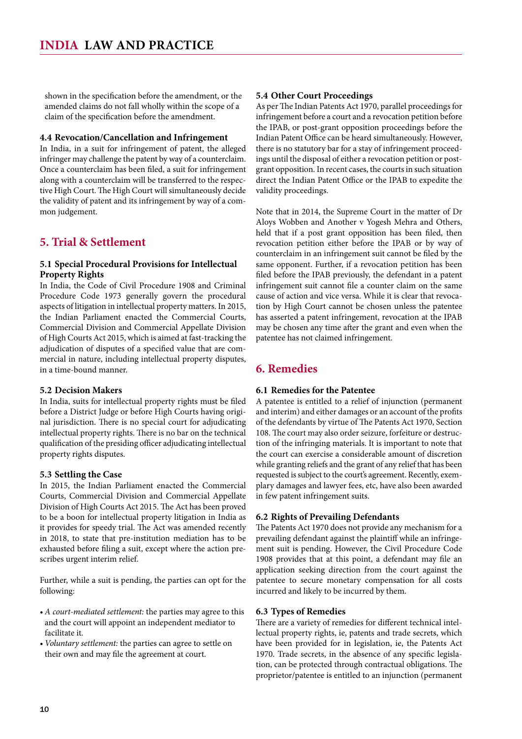shown in the specification before the amendment, or the amended claims do not fall wholly within the scope of a claim of the specification before the amendment.

### 4.4 Revocation/Cancellation and Infringement

In India, in a suit for infringement of patent, the alleged infringer may challenge the patent by way of a counterclaim. Once a counterclaim has been filed, a suit for infringement along with a counterclaim will be transferred to the respective High Court. The High Court will simultaneously decide the validity of patent and its infringement by way of a common judgement.

## 5. Trial & Settlement

### 5.1 Special Procedural Provisions for Intellectual Property Rights

In India, the Code of Civil Procedure 1908 and Criminal Procedure Code 1973 generally govern the procedural aspects of litigation in intellectual property matters. In 2015, the Indian Parliament enacted the Commercial Courts, Commercial Division and Commercial Appellate Division of High Courts Act 2015, which is aimed at fast-tracking the adjudication of disputes of a specified value that are commercial in nature, including intellectual property disputes, in a time-bound manner.

### 5.2 Decision Makers

In India, suits for intellectual property rights must be filed before a District Judge or before High Courts having original jurisdiction. There is no special court for adjudicating intellectual property rights. There is no bar on the technical qualification of the presiding officer adjudicating intellectual property rights disputes.

### 5.3 Settling the Case

In 2015, the Indian Parliament enacted the Commercial Courts, Commercial Division and Commercial Appellate Division of High Courts Act 2015. The Act has been proved to be a boon for intellectual property litigation in India as it provides for speedy trial. The Act was amended recently in 2018, to state that pre-institution mediation has to be exhausted before filing a suit, except where the action prescribes urgent interim relief.

Further, while a suit is pending, the parties can opt for the following:

- *A court-mediated settlement:* the parties may agree to this and the court will appoint an independent mediator to facilitate it.
- *Voluntary settlement:* the parties can agree to settle on their own and may file the agreement at court.

### 5.4 Other Court Proceedings

As per The Indian Patents Act 1970, parallel proceedings for infringement before a court and a revocation petition before the IPAB, or post-grant opposition proceedings before the Indian Patent Office can be heard simultaneously. However, there is no statutory bar for a stay of infringement proceedings until the disposal of either a revocation petition or post-grant opposition. In recent cases, the courts in such situation direct the Indian Patent Office or the IPAB to expedite the validity proceedings.

Note that in 2014, the Supreme Court in the matter of Dr Aloys Wobben and Another v Yogesh Mehra and Others, held that if a post grant opposition has been filed, then revocation petition either before the IPAB or by way of counterclaim in an infringement suit cannot be filed by the same opponent. Further, if a revocation petition has been filed before the IPAB previously, the defendant in a patent infringement suit cannot file a counter claim on the same cause of action and vice versa. While it is clear that revocation by High Court cannot be chosen unless the patentee has asserted a patent infringement, revocation at the IPAB may be chosen any time after the grant and even when the patentee has not claimed infringement.

## 6. Remedies

### 6.1 Remedies for the Patentee

A patentee is entitled to a relief of injunction (permanent and interim) and either damages or an account of the profits of the defendants by virtue of The Patents Act 1970, Section 108. The court may also order seizure, forfeiture or destruction of the infringing materials. It is important to note that the court can exercise a considerable amount of discretion while granting reliefs and the grant of any relief that has been requested is subject to the court's agreement. Recently, exemplary damages and lawyer fees, etc, have also been awarded in few patent infringement suits.

### 6.2 Rights of Prevailing Defendants

The Patents Act 1970 does not provide any mechanism for a prevailing defendant against the plaintiff while an infringement suit is pending. However, the Civil Procedure Code 1908 provides that at this point, a defendant may file an application seeking direction from the court against the patentee to secure monetary compensation for all costs incurred and likely to be incurred by them.

### 6.3 Types of Remedies

There are a variety of remedies for different technical intellectual property rights, ie, patents and trade secrets, which have been provided for in legislation, ie, the Patents Act 1970. Trade secrets, in the absence of any specific legislation, can be protected through contractual obligations. The proprietor/patentee is entitled to an injunction (permanent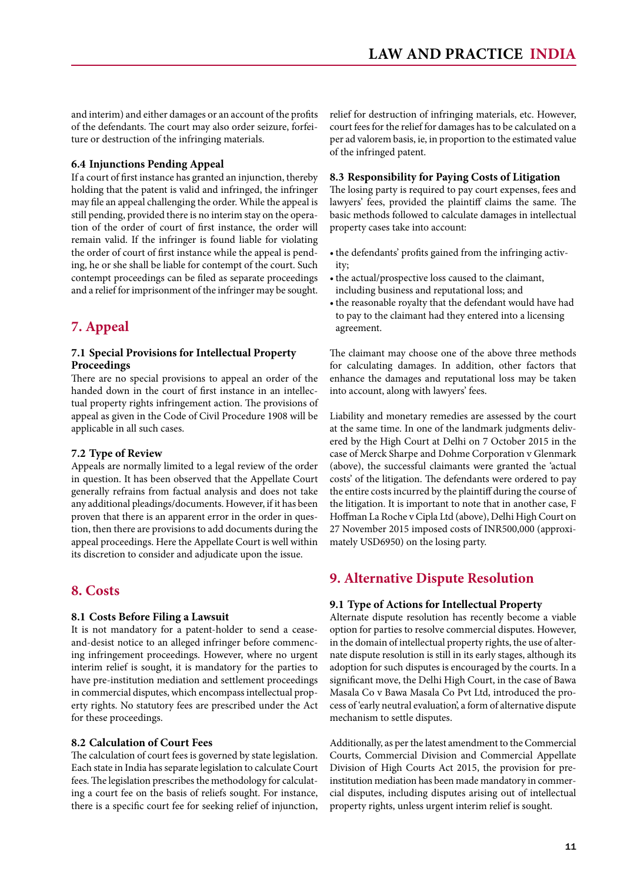and interim) and either damages or an account of the profits of the defendants. The court may also order seizure, forfeiture or destruction of the infringing materials.

### 6.4 Injunctions Pending Appeal

If a court of first instance has granted an injunction, thereby holding that the patent is valid and infringed, the infringer may file an appeal challenging the order. While the appeal is still pending, provided there is no interim stay on the operation of the order of court of first instance, the order will remain valid. If the infringer is found liable for violating the order of court of first instance while the appeal is pending, he or she shall be liable for contempt of the court. Such contempt proceedings can be filed as separate proceedings and a relief for imprisonment of the infringer may be sought.

## 7. Appeal

### 7.1 Special Provisions for Intellectual Property Proceedings

There are no special provisions to appeal an order of the handed down in the court of first instance in an intellectual property rights infringement action. The provisions of appeal as given in the Code of Civil Procedure 1908 will be applicable in all such cases.

### 7.2 Type of Review

Appeals are normally limited to a legal review of the order in question. It has been observed that the Appellate Court generally refrains from factual analysis and does not take any additional pleadings/documents. However, if it has been proven that there is an apparent error in the order in question, then there are provisions to add documents during the appeal proceedings. Here the Appellate Court is well within its discretion to consider and adjudicate upon the issue.

## 8. Costs

### 8.1 Costs Before Filing a Lawsuit

It is not mandatory for a patent-holder to send a cease-and-desist notice to an alleged infringer before commencing infringement proceedings. However, where no urgent interim relief is sought, it is mandatory for the parties to have pre-institution mediation and settlement proceedings in commercial disputes, which encompass intellectual property rights. No statutory fees are prescribed under the Act for these proceedings.

### 8.2 Calculation of Court Fees

The calculation of court fees is governed by state legislation. Each state in India has separate legislation to calculate Court fees. The legislation prescribes the methodology for calculating a court fee on the basis of reliefs sought. For instance, there is a specific court fee for seeking relief of injunction, relief for destruction of infringing materials, etc. However, court fees for the relief for damages has to be calculated on a per ad valorem basis, ie, in proportion to the estimated value of the infringed patent.

### 8.3 Responsibility for Paying Costs of Litigation

The losing party is required to pay court expenses, fees and lawyers' fees, provided the plaintiff claims the same. The basic methods followed to calculate damages in intellectual property cases take into account:

- the defendants' profits gained from the infringing activity;
- the actual/prospective loss caused to the claimant, including business and reputational loss; and
- the reasonable royalty that the defendant would have had to pay to the claimant had they entered into a licensing agreement.

The claimant may choose one of the above three methods for calculating damages. In addition, other factors that enhance the damages and reputational loss may be taken into account, along with lawyers' fees.

Liability and monetary remedies are assessed by the court at the same time. In one of the landmark judgments delivered by the High Court at Delhi on 7 October 2015 in the case of Merck Sharpe and Dohme Corporation v Glenmark (above), the successful claimants were granted the 'actual costs' of the litigation. The defendants were ordered to pay the entire costs incurred by the plaintiff during the course of the litigation. It is important to note that in another case, F Hoffman La Roche v Cipla Ltd (above), Delhi High Court on 27 November 2015 imposed costs of INR500,000 (approximately USD6950) on the losing party.

## 9. Alternative Dispute Resolution

### 9.1 Type of Actions for Intellectual Property

Alternate dispute resolution has recently become a viable option for parties to resolve commercial disputes. However, in the domain of intellectual property rights, the use of alternate dispute resolution is still in its early stages, although its adoption for such disputes is encouraged by the courts. In a significant move, the Delhi High Court, in the case of Bawa Masala Co v Bawa Masala Co Pvt Ltd, introduced the process of 'early neutral evaluation', a form of alternative dispute mechanism to settle disputes.

Additionally, as per the latest amendment to the Commercial Courts, Commercial Division and Commercial Appellate Division of High Courts Act 2015, the provision for pre-institution mediation has been made mandatory in commercial disputes, including disputes arising out of intellectual property rights, unless urgent interim relief is sought.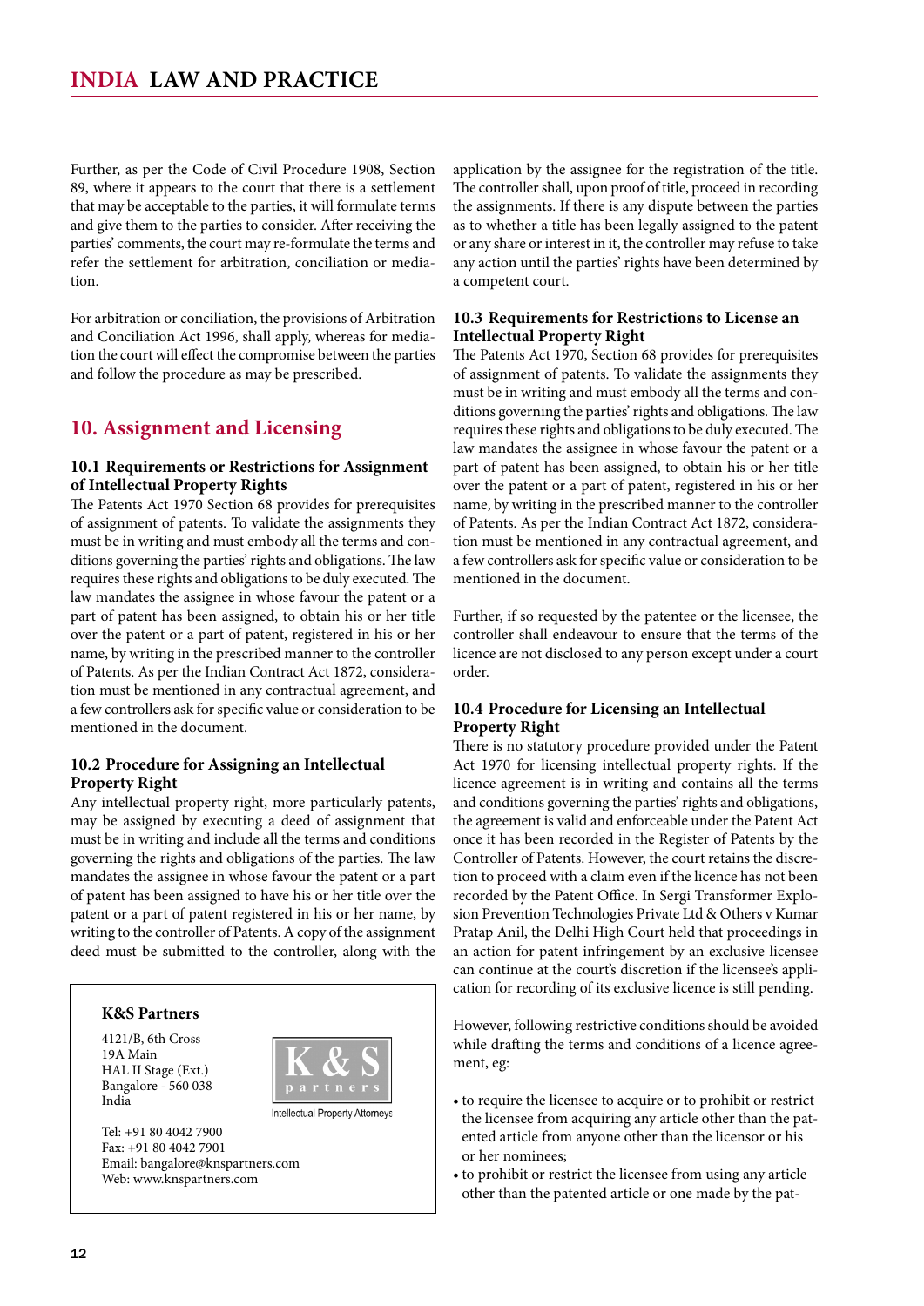Further, as per the Code of Civil Procedure 1908, Section 89, where it appears to the court that there is a settlement that may be acceptable to the parties, it will formulate terms and give them to the parties to consider. After receiving the parties' comments, the court may re-formulate the terms and refer the settlement for arbitration, conciliation or mediation.

For arbitration or conciliation, the provisions of Arbitration and Conciliation Act 1996, shall apply, whereas for mediation the court will effect the compromise between the parties and follow the procedure as may be prescribed.

## 10. Assignment and Licensing

### 10.1 Requirements or Restrictions for Assignment of Intellectual Property Rights

The Patents Act 1970 Section 68 provides for prerequisites of assignment of patents. To validate the assignments they must be in writing and must embody all the terms and conditions governing the parties' rights and obligations. The law requires these rights and obligations to be duly executed. The law mandates the assignee in whose favour the patent or a part of patent has been assigned, to obtain his or her title over the patent or a part of patent, registered in his or her name, by writing in the prescribed manner to the controller of Patents. As per the Indian Contract Act 1872, consideration must be mentioned in any contractual agreement, and a few controllers ask for specific value or consideration to be mentioned in the document.

### 10.2 Procedure for Assigning an Intellectual Property Right

Any intellectual property right, more particularly patents, may be assigned by executing a deed of assignment that must be in writing and include all the terms and conditions governing the rights and obligations of the parties. The law mandates the assignee in whose favour the patent or a part of patent has been assigned to have his or her title over the patent or a part of patent registered in his or her name, by writing to the controller of Patents. A copy of the assignment deed must be submitted to the controller, along with the application by the assignee for the registration of the title. The controller shall, upon proof of title, proceed in recording the assignments. If there is any dispute between the parties as to whether a title has been legally assigned to the patent or any share or interest in it, the controller may refuse to take any action until the parties' rights have been determined by a competent court.

### 10.3 Requirements for Restrictions to License an Intellectual Property Right

The Patents Act 1970, Section 68 provides for prerequisites of assignment of patents. To validate the assignments they must be in writing and must embody all the terms and conditions governing the parties' rights and obligations. The law requires these rights and obligations to be duly executed. The law mandates the assignee in whose favour the patent or a part of patent has been assigned, to obtain his or her title over the patent or a part of patent, registered in his or her name, by writing in the prescribed manner to the controller of Patents. As per the Indian Contract Act 1872, consideration must be mentioned in any contractual agreement, and a few controllers ask for specific value or consideration to be mentioned in the document.

Further, if so requested by the patentee or the licensee, the controller shall endeavour to ensure that the terms of the licence are not disclosed to any person except under a court order.

### 10.4 Procedure for Licensing an Intellectual Property Right

There is no statutory procedure provided under the Patent Act 1970 for licensing intellectual property rights. If the licence agreement is in writing and contains all the terms and conditions governing the parties' rights and obligations, the agreement is valid and enforceable under the Patent Act once it has been recorded in the Register of Patents by the Controller of Patents. However, the court retains the discretion to proceed with a claim even if the licence has not been recorded by the Patent Office. In Sergi Transformer Explosion Prevention Technologies Private Ltd & Others v Kumar Pratap Anil, the Delhi High Court held that proceedings in an action for patent infringement by an exclusive licensee can continue at the court's discretion if the licensee's application for recording of its exclusive licence is still pending.

However, following restrictive conditions should be avoided while drafting the terms and conditions of a licence agreement, eg:

- to require the licensee to acquire or to prohibit or restrict the licensee from acquiring any article other than the patented article from anyone other than the licensor or his or her nominees;
- to prohibit or restrict the licensee from using any article other than the patented article or one made by the pat-

**K&S Partners**

4121/B, 6th Cross
19A Main
HAL II Stage (Ext.)
Bangalore - 560 038
India

Tel: +91 80 4042 7900
Fax: +91 80 4042 7901
Email: bangalore@knspartners.com
Web: www.knspartners.com

K & S partners — Intellectual Property Attorneys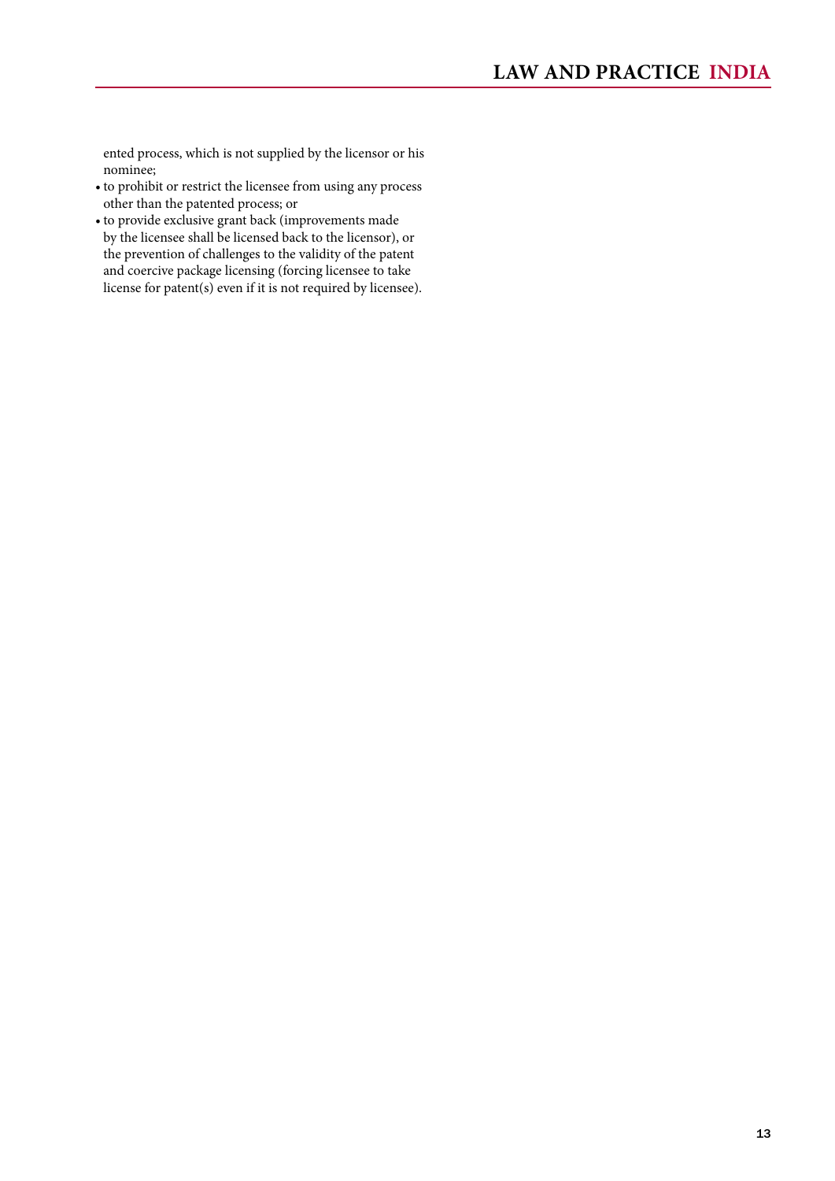ented process, which is not supplied by the licensor or his nominee;

- to prohibit or restrict the licensee from using any process other than the patented process; or
- to provide exclusive grant back (improvements made by the licensee shall be licensed back to the licensor), or the prevention of challenges to the validity of the patent and coercive package licensing (forcing licensee to take license for patent(s) even if it is not required by licensee).